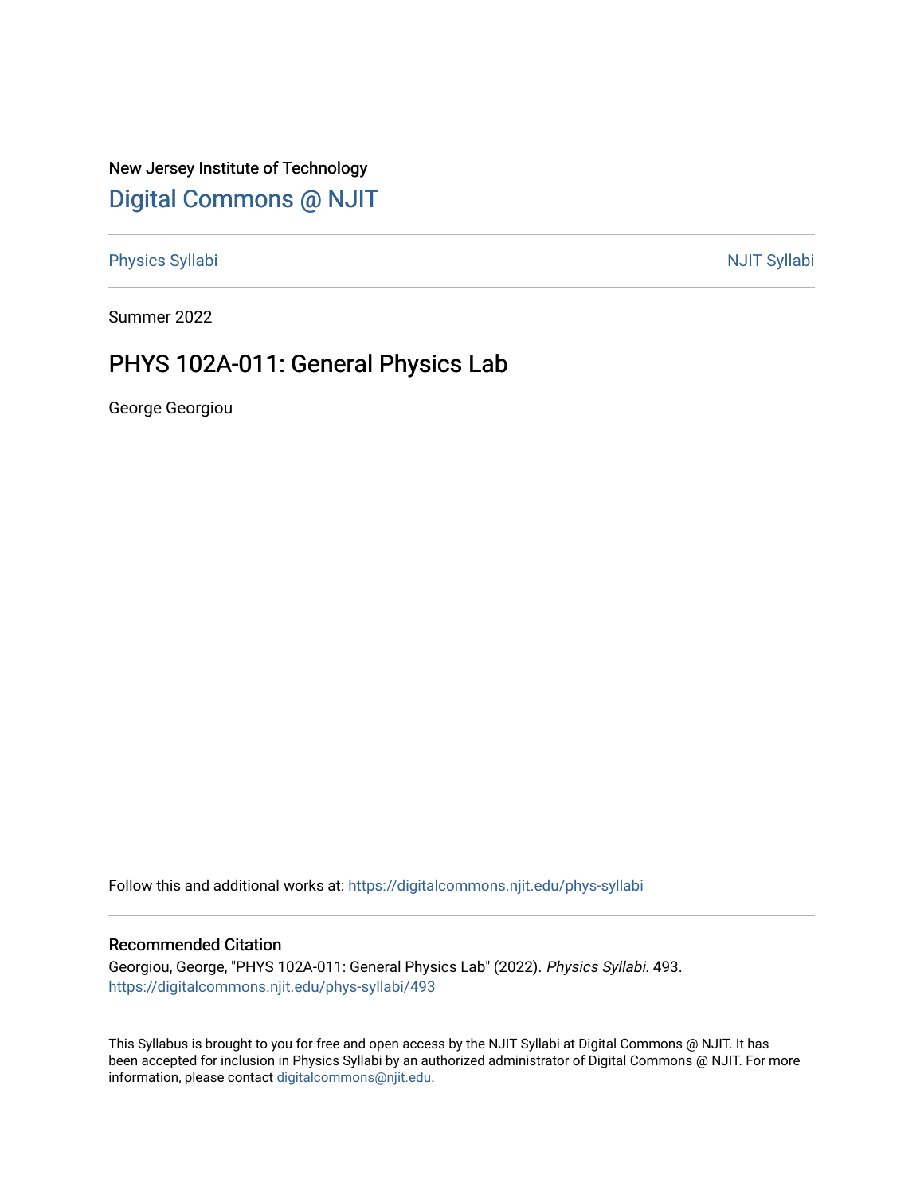New Jersey Institute of Technology

# Digital Commons @ NJIT

Physics Syllabi — NJIT Syllabi

Summer 2022

## PHYS 102A-011: General Physics Lab

George Georgiou

Follow this and additional works at: https://digitalcommons.njit.edu/phys-syllabi

### Recommended Citation

Georgiou, George, "PHYS 102A-011: General Physics Lab" (2022). *Physics Syllabi*. 493.
https://digitalcommons.njit.edu/phys-syllabi/493

This Syllabus is brought to you for free and open access by the NJIT Syllabi at Digital Commons @ NJIT. It has been accepted for inclusion in Physics Syllabi by an authorized administrator of Digital Commons @ NJIT. For more information, please contact digitalcommons@njit.edu.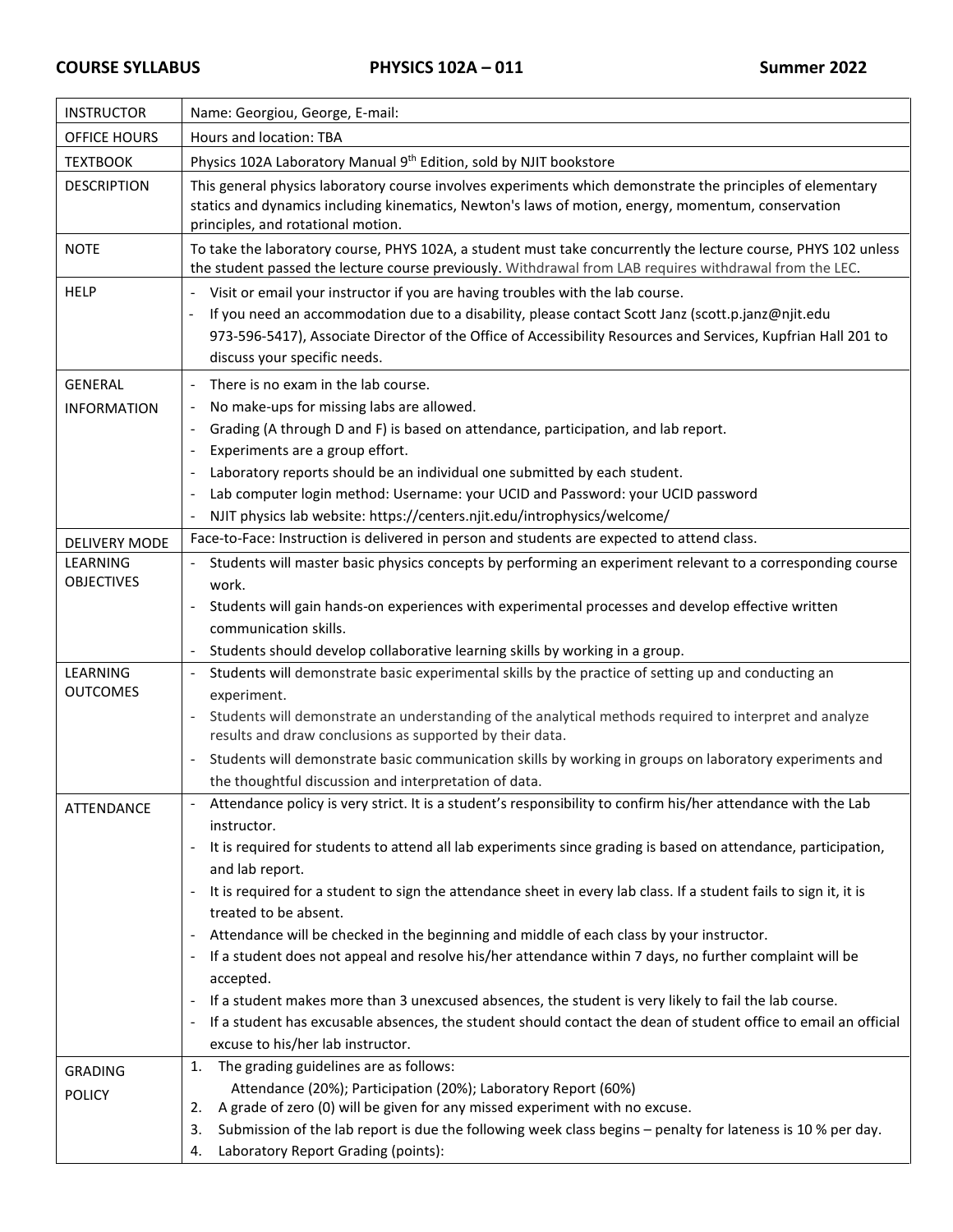**COURSE SYLLABUS** **PHYSICS 102A – 011** **Summer 2022**

| | |
|---|---|
| INSTRUCTOR | Name: Georgiou, George, E-mail: |
| OFFICE HOURS | Hours and location: TBA |
| TEXTBOOK | Physics 102A Laboratory Manual 9th Edition, sold by NJIT bookstore |
| DESCRIPTION | This general physics laboratory course involves experiments which demonstrate the principles of elementary statics and dynamics including kinematics, Newton's laws of motion, energy, momentum, conservation principles, and rotational motion. |
| NOTE | To take the laboratory course, PHYS 102A, a student must take concurrently the lecture course, PHYS 102 unless the student passed the lecture course previously. Withdrawal from LAB requires withdrawal from the LEC. |
| HELP | - Visit or email your instructor if you are having troubles with the lab course.<br>- If you need an accommodation due to a disability, please contact Scott Janz (scott.p.janz@njit.edu 973-596-5417), Associate Director of the Office of Accessibility Resources and Services, Kupfrian Hall 201 to discuss your specific needs. |
| GENERAL INFORMATION | - There is no exam in the lab course.<br>- No make-ups for missing labs are allowed.<br>- Grading (A through D and F) is based on attendance, participation, and lab report.<br>- Experiments are a group effort.<br>- Laboratory reports should be an individual one submitted by each student.<br>- Lab computer login method: Username: your UCID and Password: your UCID password<br>- NJIT physics lab website: https://centers.njit.edu/introphysics/welcome/ |
| DELIVERY MODE | Face-to-Face: Instruction is delivered in person and students are expected to attend class. |
| LEARNING OBJECTIVES | - Students will master basic physics concepts by performing an experiment relevant to a corresponding course work.<br>- Students will gain hands-on experiences with experimental processes and develop effective written communication skills.<br>- Students should develop collaborative learning skills by working in a group. |
| LEARNING OUTCOMES | - Students will demonstrate basic experimental skills by the practice of setting up and conducting an experiment.<br>- Students will demonstrate an understanding of the analytical methods required to interpret and analyze results and draw conclusions as supported by their data.<br>- Students will demonstrate basic communication skills by working in groups on laboratory experiments and the thoughtful discussion and interpretation of data. |
| ATTENDANCE | - Attendance policy is very strict. It is a student's responsibility to confirm his/her attendance with the Lab instructor.<br>- It is required for students to attend all lab experiments since grading is based on attendance, participation, and lab report.<br>- It is required for a student to sign the attendance sheet in every lab class. If a student fails to sign it, it is treated to be absent.<br>- Attendance will be checked in the beginning and middle of each class by your instructor.<br>- If a student does not appeal and resolve his/her attendance within 7 days, no further complaint will be accepted.<br>- If a student makes more than 3 unexcused absences, the student is very likely to fail the lab course.<br>- If a student has excusable absences, the student should contact the dean of student office to email an official excuse to his/her lab instructor. |
| GRADING POLICY | 1. The grading guidelines are as follows:<br>Attendance (20%); Participation (20%); Laboratory Report (60%)<br>2. A grade of zero (0) will be given for any missed experiment with no excuse.<br>3. Submission of the lab report is due the following week class begins – penalty for lateness is 10 % per day.<br>4. Laboratory Report Grading (points): |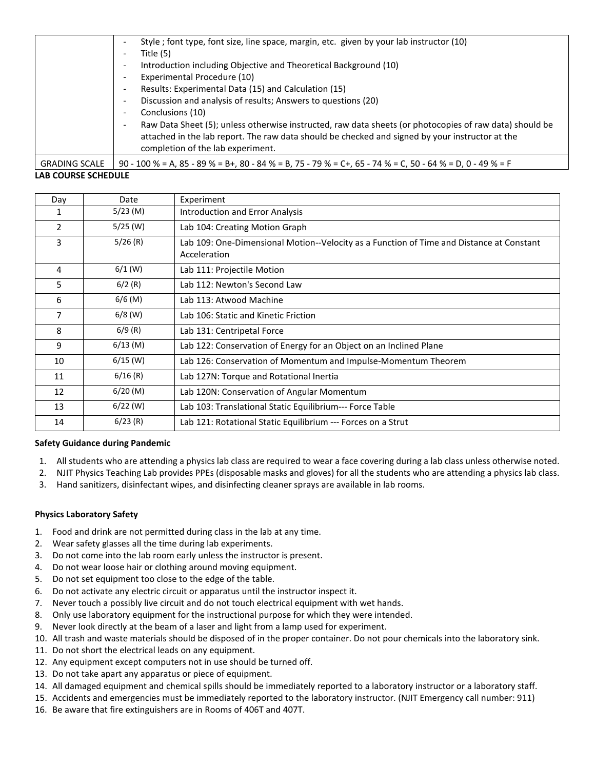| | |
|---|---|
| | - Style ; font type, font size, line space, margin, etc. given by your lab instructor (10)<br>- Title (5)<br>- Introduction including Objective and Theoretical Background (10)<br>- Experimental Procedure (10)<br>- Results: Experimental Data (15) and Calculation (15)<br>- Discussion and analysis of results; Answers to questions (20)<br>- Conclusions (10)<br>- Raw Data Sheet (5); unless otherwise instructed, raw data sheets (or photocopies of raw data) should be attached in the lab report. The raw data should be checked and signed by your instructor at the completion of the lab experiment. |
| GRADING SCALE | 90 - 100 % = A, 85 - 89 % = B+, 80 - 84 % = B, 75 - 79 % = C+, 65 - 74 % = C, 50 - 64 % = D, 0 - 49 % = F |

**LAB COURSE SCHEDULE**

| Day | Date | Experiment |
|---|---|---|
| 1 | 5/23 (M) | Introduction and Error Analysis |
| 2 | 5/25 (W) | Lab 104: Creating Motion Graph |
| 3 | 5/26 (R) | Lab 109: One-Dimensional Motion--Velocity as a Function of Time and Distance at Constant Acceleration |
| 4 | 6/1 (W) | Lab 111: Projectile Motion |
| 5 | 6/2 (R) | Lab 112: Newton's Second Law |
| 6 | 6/6 (M) | Lab 113: Atwood Machine |
| 7 | 6/8 (W) | Lab 106: Static and Kinetic Friction |
| 8 | 6/9 (R) | Lab 131: Centripetal Force |
| 9 | 6/13 (M) | Lab 122: Conservation of Energy for an Object on an Inclined Plane |
| 10 | 6/15 (W) | Lab 126: Conservation of Momentum and Impulse-Momentum Theorem |
| 11 | 6/16 (R) | Lab 127N: Torque and Rotational Inertia |
| 12 | 6/20 (M) | Lab 120N: Conservation of Angular Momentum |
| 13 | 6/22 (W) | Lab 103: Translational Static Equilibrium--- Force Table |
| 14 | 6/23 (R) | Lab 121: Rotational Static Equilibrium --- Forces on a Strut |

**Safety Guidance during Pandemic**

1. All students who are attending a physics lab class are required to wear a face covering during a lab class unless otherwise noted.
2. NJIT Physics Teaching Lab provides PPEs (disposable masks and gloves) for all the students who are attending a physics lab class.
3. Hand sanitizers, disinfectant wipes, and disinfecting cleaner sprays are available in lab rooms.

**Physics Laboratory Safety**

1. Food and drink are not permitted during class in the lab at any time.
2. Wear safety glasses all the time during lab experiments.
3. Do not come into the lab room early unless the instructor is present.
4. Do not wear loose hair or clothing around moving equipment.
5. Do not set equipment too close to the edge of the table.
6. Do not activate any electric circuit or apparatus until the instructor inspect it.
7. Never touch a possibly live circuit and do not touch electrical equipment with wet hands.
8. Only use laboratory equipment for the instructional purpose for which they were intended.
9. Never look directly at the beam of a laser and light from a lamp used for experiment.
10. All trash and waste materials should be disposed of in the proper container. Do not pour chemicals into the laboratory sink.
11. Do not short the electrical leads on any equipment.
12. Any equipment except computers not in use should be turned off.
13. Do not take apart any apparatus or piece of equipment.
14. All damaged equipment and chemical spills should be immediately reported to a laboratory instructor or a laboratory staff.
15. Accidents and emergencies must be immediately reported to the laboratory instructor. (NJIT Emergency call number: 911)
16. Be aware that fire extinguishers are in Rooms of 406T and 407T.